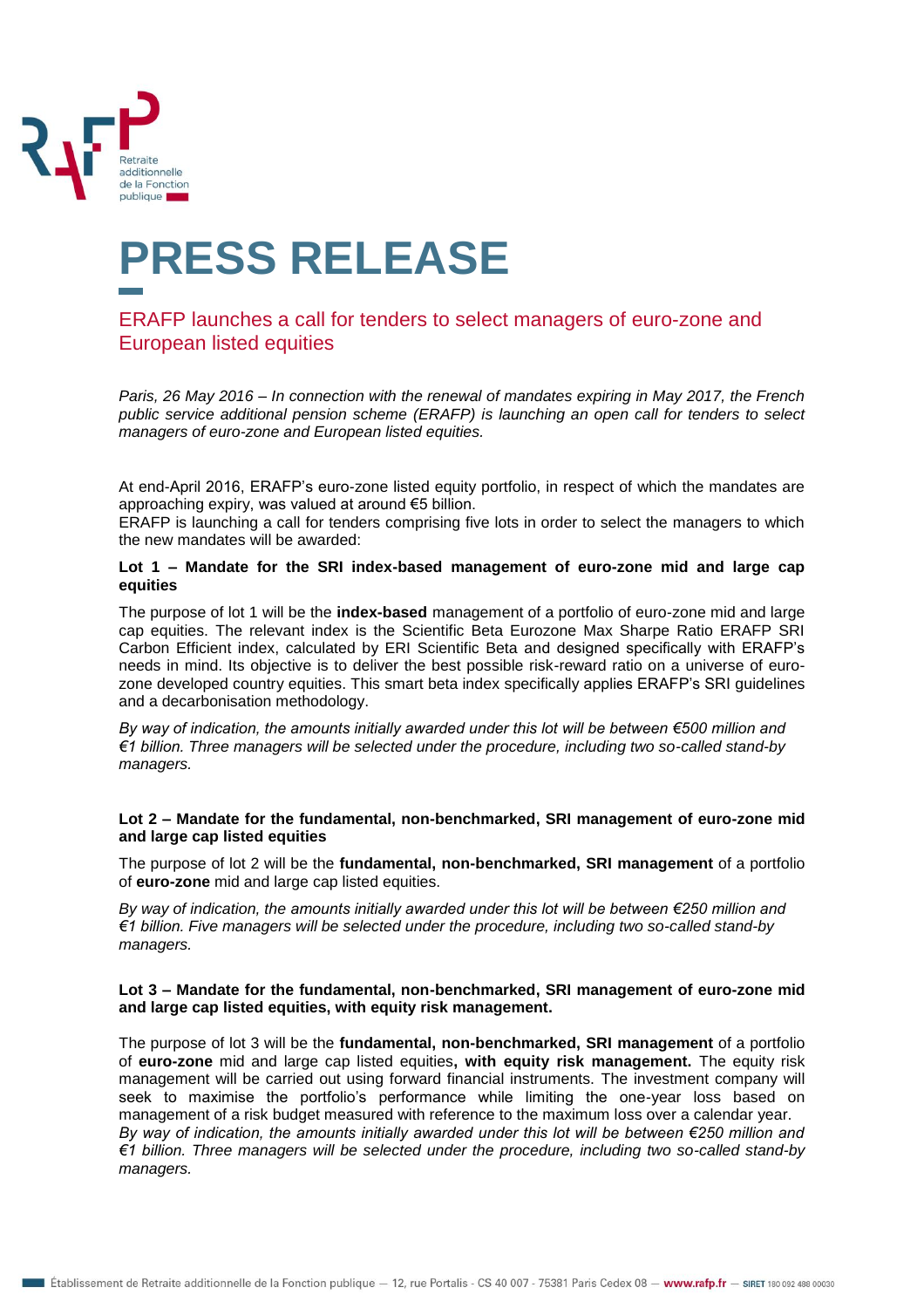# PRESS RELEASE

## ERAFP launches a call for tenders to select managers of euro-zone and European listed equities

*Paris, 26 May 2016 – In connection with the renewal of mandates expiring in May 2017, the French public service additional pension scheme (ERAFP) is launching an open call for tenders to select managers of euro-zone and European listed equities.*

At end-April 2016, ERAFP's euro-zone listed equity portfolio, in respect of which the mandates are approaching expiry, was valued at around €5 billion.

ERAFP is launching a call for tenders comprising five lots in order to select the managers to which the new mandates will be awarded:

**Lot 1 – Mandate for the SRI index-based management of euro-zone mid and large cap equities**

The purpose of lot 1 will be the **index-based** management of a portfolio of euro-zone mid and large cap equities. The relevant index is the Scientific Beta Eurozone Max Sharpe Ratio ERAFP SRI Carbon Efficient index, calculated by ERI Scientific Beta and designed specifically with ERAFP's needs in mind. Its objective is to deliver the best possible risk-reward ratio on a universe of euro-zone developed country equities. This smart beta index specifically applies ERAFP's SRI guidelines and a decarbonisation methodology.

*By way of indication, the amounts initially awarded under this lot will be between €500 million and €1 billion. Three managers will be selected under the procedure, including two so-called stand-by managers.*

**Lot 2 – Mandate for the fundamental, non-benchmarked, SRI management of euro-zone mid and large cap listed equities**

The purpose of lot 2 will be the **fundamental, non-benchmarked, SRI management** of a portfolio of **euro-zone** mid and large cap listed equities.

*By way of indication, the amounts initially awarded under this lot will be between €250 million and €1 billion. Five managers will be selected under the procedure, including two so-called stand-by managers.*

**Lot 3 – Mandate for the fundamental, non-benchmarked, SRI management of euro-zone mid and large cap listed equities, with equity risk management.**

The purpose of lot 3 will be the **fundamental, non-benchmarked, SRI management** of a portfolio of **euro-zone** mid and large cap listed equities**, with equity risk management.** The equity risk management will be carried out using forward financial instruments. The investment company will seek to maximise the portfolio's performance while limiting the one-year loss based on management of a risk budget measured with reference to the maximum loss over a calendar year.

*By way of indication, the amounts initially awarded under this lot will be between €250 million and €1 billion. Three managers will be selected under the procedure, including two so-called stand-by managers.*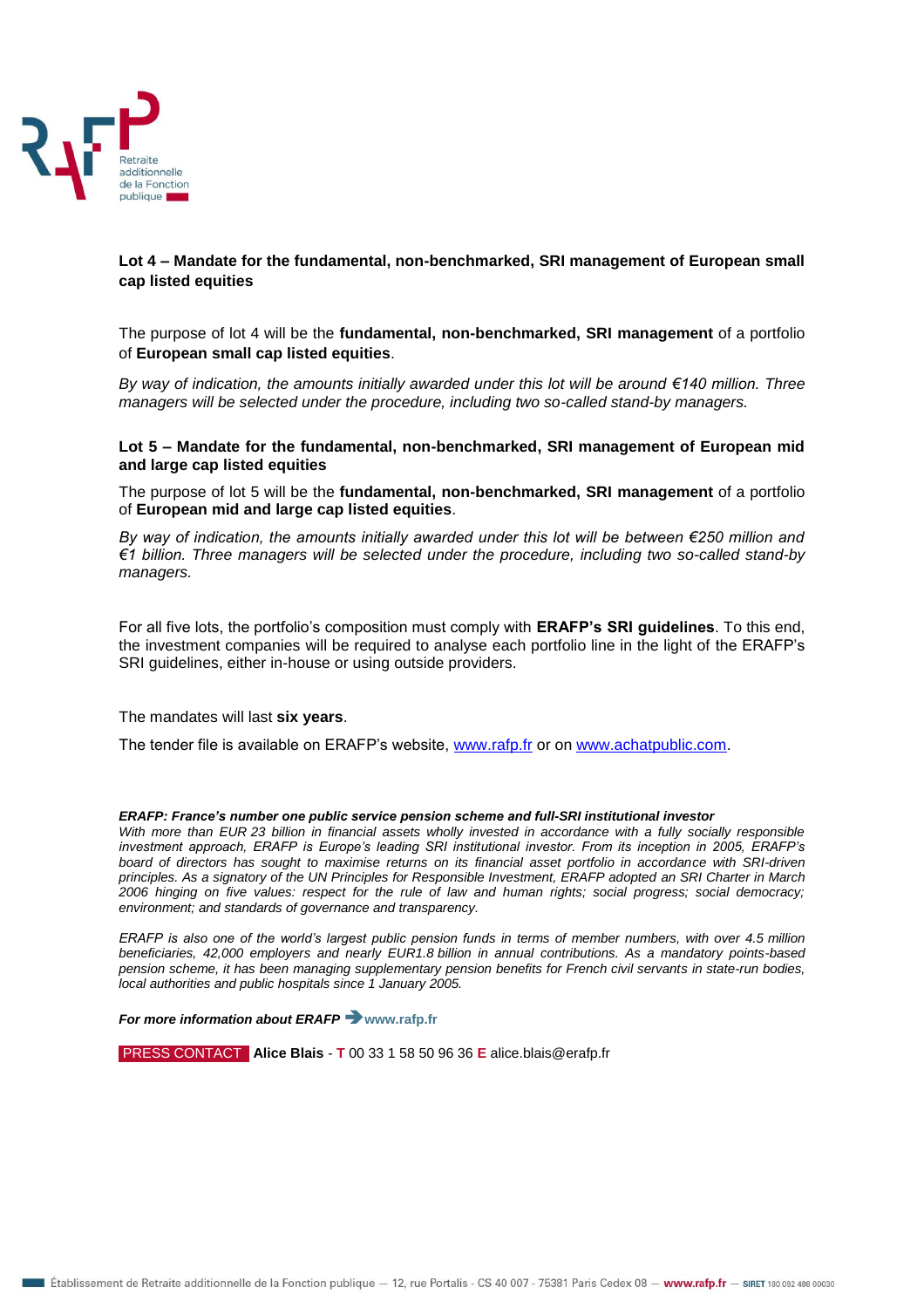**Lot 4 – Mandate for the fundamental, non-benchmarked, SRI management of European small cap listed equities**

The purpose of lot 4 will be the **fundamental, non-benchmarked, SRI management** of a portfolio of **European small cap listed equities**.

*By way of indication, the amounts initially awarded under this lot will be around €140 million. Three managers will be selected under the procedure, including two so-called stand-by managers.*

**Lot 5 – Mandate for the fundamental, non-benchmarked, SRI management of European mid and large cap listed equities**

The purpose of lot 5 will be the **fundamental, non-benchmarked, SRI management** of a portfolio of **European mid and large cap listed equities**.

*By way of indication, the amounts initially awarded under this lot will be between €250 million and €1 billion. Three managers will be selected under the procedure, including two so-called stand-by managers.*

For all five lots, the portfolio's composition must comply with **ERAFP's SRI guidelines**. To this end, the investment companies will be required to analyse each portfolio line in the light of the ERAFP's SRI guidelines, either in-house or using outside providers.

The mandates will last **six years**.

The tender file is available on ERAFP's website, www.rafp.fr or on www.achatpublic.com.

***ERAFP: France's number one public service pension scheme and full-SRI institutional investor***
*With more than EUR 23 billion in financial assets wholly invested in accordance with a fully socially responsible investment approach, ERAFP is Europe's leading SRI institutional investor. From its inception in 2005, ERAFP's board of directors has sought to maximise returns on its financial asset portfolio in accordance with SRI-driven principles. As a signatory of the UN Principles for Responsible Investment, ERAFP adopted an SRI Charter in March 2006 hinging on five values: respect for the rule of law and human rights; social progress; social democracy; environment; and standards of governance and transparency.*

*ERAFP is also one of the world's largest public pension funds in terms of member numbers, with over 4.5 million beneficiaries, 42,000 employers and nearly EUR1.8 billion in annual contributions. As a mandatory points-based pension scheme, it has been managing supplementary pension benefits for French civil servants in state-run bodies, local authorities and public hospitals since 1 January 2005.*

***For more information about ERAFP*** ➔ **www.rafp.fr**

PRESS CONTACT **Alice Blais** - **T** 00 33 1 58 50 96 36 **E** alice.blais@erafp.fr